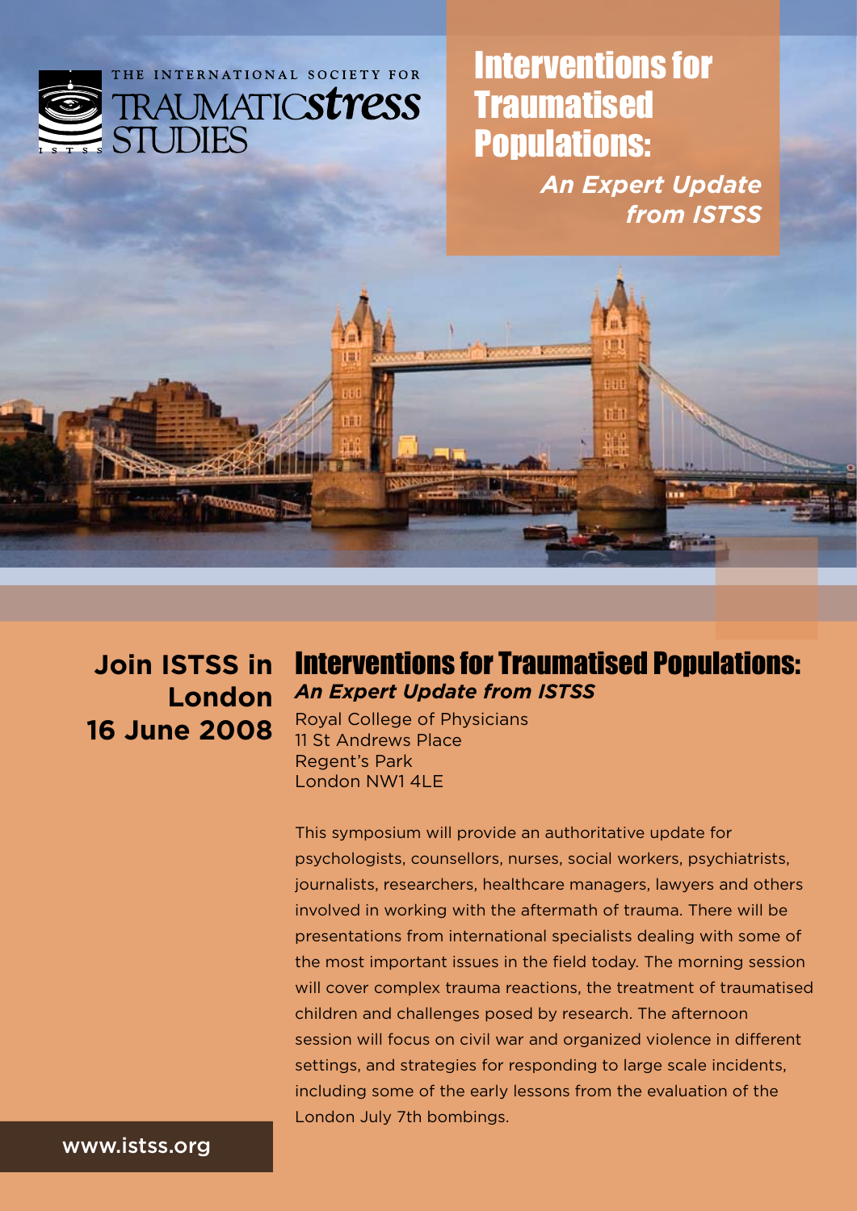THE INTERNATIONAL SOCIETY FOR TRAUMATIC*stress* STUDIES

# Interventions for Traumatised Populations:

***An Expert Update from ISTSS***

**Join ISTSS in London 16 June 2008**

## Interventions for Traumatised Populations:

***An Expert Update from ISTSS***

Royal College of Physicians
11 St Andrews Place
Regent's Park
London NW1 4LE

This symposium will provide an authoritative update for psychologists, counsellors, nurses, social workers, psychiatrists, journalists, researchers, healthcare managers, lawyers and others involved in working with the aftermath of trauma. There will be presentations from international specialists dealing with some of the most important issues in the field today. The morning session will cover complex trauma reactions, the treatment of traumatised children and challenges posed by research. The afternoon session will focus on civil war and organized violence in different settings, and strategies for responding to large scale incidents, including some of the early lessons from the evaluation of the London July 7th bombings.

www.istss.org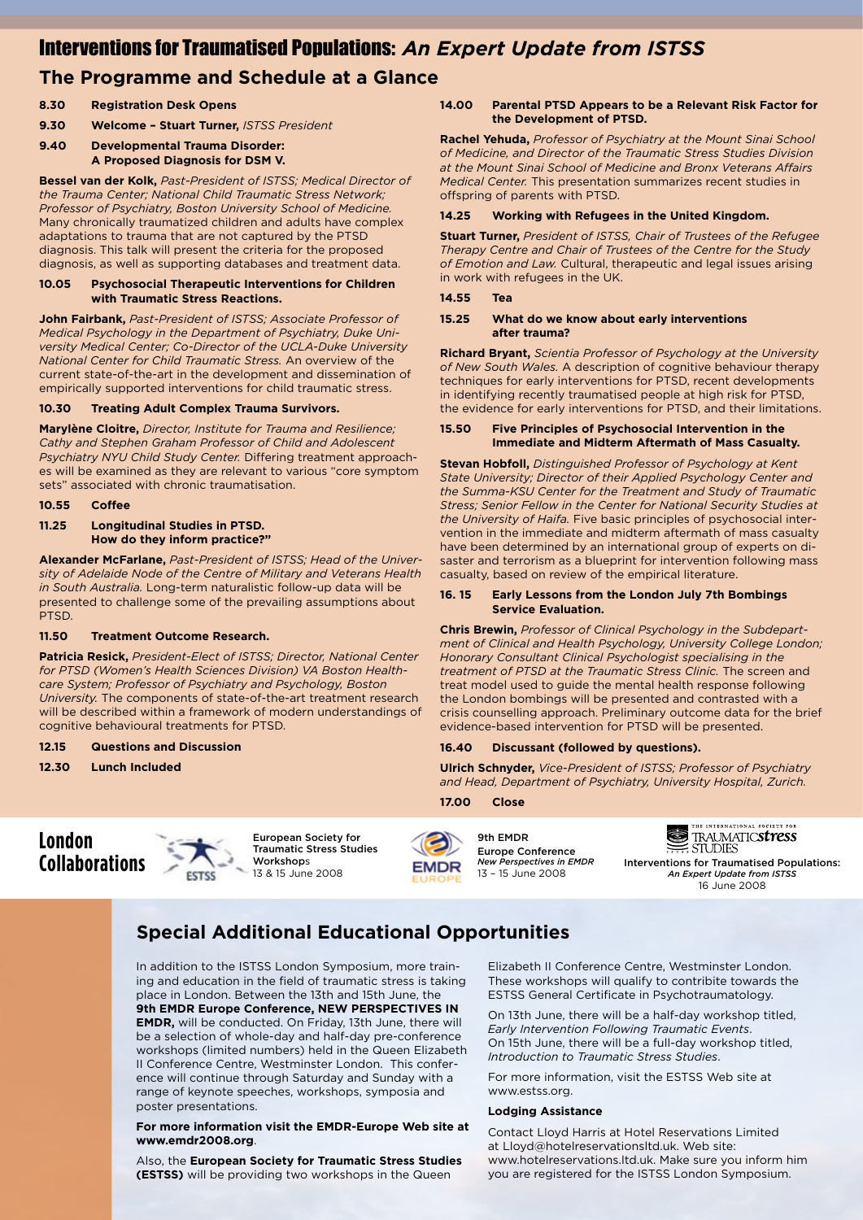# Interventions for Traumatised Populations: *An Expert Update from ISTSS*

## The Programme and Schedule at a Glance

**8.30 Registration Desk Opens**

**9.30 Welcome – Stuart Turner,** *ISTSS President*

**9.40 Developmental Trauma Disorder: A Proposed Diagnosis for DSM V.**

**Bessel van der Kolk,** *Past-President of ISTSS; Medical Director of the Trauma Center; National Child Traumatic Stress Network; Professor of Psychiatry, Boston University School of Medicine.* Many chronically traumatized children and adults have complex adaptations to trauma that are not captured by the PTSD diagnosis. This talk will present the criteria for the proposed diagnosis, as well as supporting databases and treatment data.

**10.05 Psychosocial Therapeutic Interventions for Children with Traumatic Stress Reactions.**

**John Fairbank,** *Past-President of ISTSS; Associate Professor of Medical Psychology in the Department of Psychiatry, Duke University Medical Center; Co-Director of the UCLA-Duke University National Center for Child Traumatic Stress.* An overview of the current state-of-the-art in the development and dissemination of empirically supported interventions for child traumatic stress.

**10.30 Treating Adult Complex Trauma Survivors.**

**Marylène Cloitre,** *Director, Institute for Trauma and Resilience; Cathy and Stephen Graham Professor of Child and Adolescent Psychiatry NYU Child Study Center.* Differing treatment approaches will be examined as they are relevant to various "core symptom sets" associated with chronic traumatisation.

**10.55 Coffee**

**11.25 Longitudinal Studies in PTSD. How do they inform practice?"**

**Alexander McFarlane,** *Past-President of ISTSS; Head of the University of Adelaide Node of the Centre of Military and Veterans Health in South Australia.* Long-term naturalistic follow-up data will be presented to challenge some of the prevailing assumptions about PTSD.

**11.50 Treatment Outcome Research.**

**Patricia Resick,** *President-Elect of ISTSS; Director, National Center for PTSD (Women's Health Sciences Division) VA Boston Healthcare System; Professor of Psychiatry and Psychology, Boston University.* The components of state-of-the-art treatment research will be described within a framework of modern understandings of cognitive behavioural treatments for PTSD.

**12.15 Questions and Discussion**

**12.30 Lunch Included**

**14.00 Parental PTSD Appears to be a Relevant Risk Factor for the Development of PTSD.**

**Rachel Yehuda,** *Professor of Psychiatry at the Mount Sinai School of Medicine, and Director of the Traumatic Stress Studies Division at the Mount Sinai School of Medicine and Bronx Veterans Affairs Medical Center.* This presentation summarizes recent studies in offspring of parents with PTSD.

**14.25 Working with Refugees in the United Kingdom.**

**Stuart Turner,** *President of ISTSS, Chair of Trustees of the Refugee Therapy Centre and Chair of Trustees of the Centre for the Study of Emotion and Law.* Cultural, therapeutic and legal issues arising in work with refugees in the UK.

**14.55 Tea**

**15.25 What do we know about early interventions after trauma?**

**Richard Bryant,** *Scientia Professor of Psychology at the University of New South Wales.* A description of cognitive behaviour therapy techniques for early interventions for PTSD, recent developments in identifying recently traumatised people at high risk for PTSD, the evidence for early interventions for PTSD, and their limitations.

**15.50 Five Principles of Psychosocial Intervention in the Immediate and Midterm Aftermath of Mass Casualty.**

**Stevan Hobfoll,** *Distinguished Professor of Psychology at Kent State University; Director of their Applied Psychology Center and the Summa-KSU Center for the Treatment and Study of Traumatic Stress; Senior Fellow in the Center for National Security Studies at the University of Haifa.* Five basic principles of psychosocial intervention in the immediate and midterm aftermath of mass casualty have been determined by an international group of experts on disaster and terrorism as a blueprint for intervention following mass casualty, based on review of the empirical literature.

**16. 15 Early Lessons from the London July 7th Bombings Service Evaluation.**

**Chris Brewin,** *Professor of Clinical Psychology in the Subdepartment of Clinical and Health Psychology, University College London; Honorary Consultant Clinical Psychologist specialising in the treatment of PTSD at the Traumatic Stress Clinic.* The screen and treat model used to guide the mental health response following the London bombings will be presented and contrasted with a crisis counselling approach. Preliminary outcome data for the brief evidence-based intervention for PTSD will be presented.

**16.40 Discussant (followed by questions).**

**Ulrich Schnyder,** *Vice-President of ISTSS; Professor of Psychiatry and Head, Department of Psychiatry, University Hospital, Zurich.*

**17.00 Close**

## London Collaborations

European Society for Traumatic Stress Studies Workshops
13 & 15 June 2008

9th EMDR Europe Conference
*New Perspectives in EMDR*
13 – 15 June 2008

Interventions for Traumatised Populations:
*An Expert Update from ISTSS*
16 June 2008

## Special Additional Educational Opportunities

In addition to the ISTSS London Symposium, more training and education in the field of traumatic stress is taking place in London. Between the 13th and 15th June, the **9th EMDR Europe Conference, NEW PERSPECTIVES IN EMDR,** will be conducted. On Friday, 13th June, there will be a selection of whole-day and half-day pre-conference workshops (limited numbers) held in the Queen Elizabeth II Conference Centre, Westminster London. This conference will continue through Saturday and Sunday with a range of keynote speeches, workshops, symposia and poster presentations.

**For more information visit the EMDR-Europe Web site at www.emdr2008.org**.

Also, the **European Society for Traumatic Stress Studies (ESTSS)** will be providing two workshops in the Queen Elizabeth II Conference Centre, Westminster London. These workshops will qualify to contribite towards the ESTSS General Certificate in Psychotraumatology.

On 13th June, there will be a half-day workshop titled, *Early Intervention Following Traumatic Events*. On 15th June, there will be a full-day workshop titled, *Introduction to Traumatic Stress Studies*.

For more information, visit the ESTSS Web site at www.estss.org.

**Lodging Assistance**

Contact Lloyd Harris at Hotel Reservations Limited at Lloyd@hotelreservationsltd.uk. Web site: www.hotelreservations.ltd.uk. Make sure you inform him you are registered for the ISTSS London Symposium.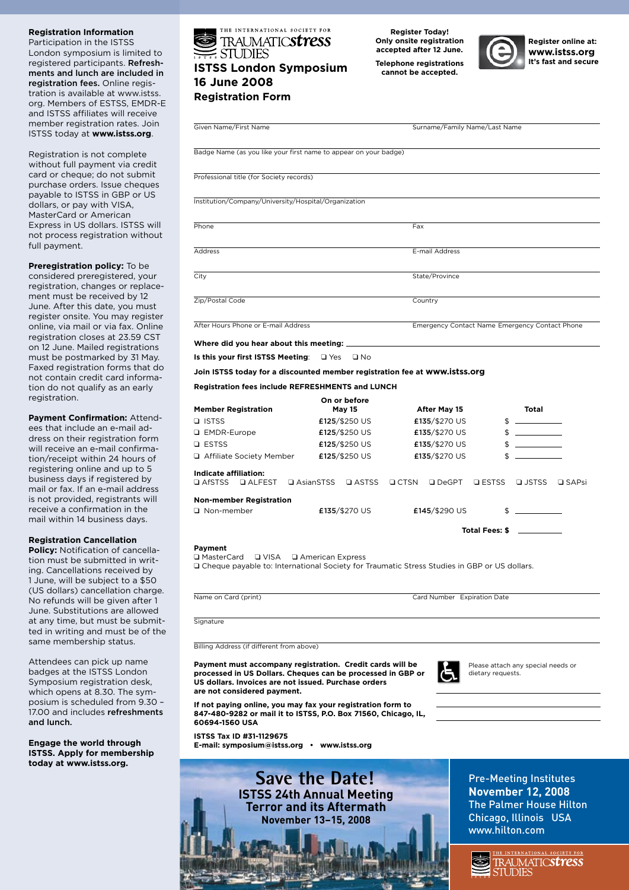### Registration Information

Participation in the ISTSS London symposium is limited to registered participants. **Refreshments and lunch are included in registration fees.** Online registration is available at www.istss.org. Members of ESTSS, EMDR-E and ISTSS affiliates will receive member registration rates. Join ISTSS today at **www.istss.org**.

Registration is not complete without full payment via credit card or cheque; do not submit purchase orders. Issue cheques payable to ISTSS in GBP or US dollars, or pay with VISA, MasterCard or American Express in US dollars. ISTSS will not process registration without full payment.

**Preregistration policy:** To be considered preregistered, your registration, changes or replacement must be received by 12 June. After this date, you must register onsite. You may register online, via mail or via fax. Online registration closes at 23.59 CST on 12 June. Mailed registrations must be postmarked by 31 May. Faxed registration forms that do not contain credit card information do not qualify as an early registration.

**Payment Confirmation:** Attendees that include an e-mail address on their registration form will receive an e-mail confirmation/receipt within 24 hours of registering online and up to 5 business days if registered by mail or fax. If an e-mail address is not provided, registrants will receive a confirmation in the mail within 14 business days.

**Registration Cancellation Policy:** Notification of cancellation must be submitted in writing. Cancellations received by 1 June, will be subject to a $50 (US dollars) cancellation charge. No refunds will be given after 1 June. Substitutions are allowed at any time, but must be submitted in writing and must be of the same membership status.

Attendees can pick up name badges at the ISTSS London Symposium registration desk, which opens at 8.30. The symposium is scheduled from 9.30 – 17.00 and includes **refreshments and lunch.**

**Engage the world through ISTSS. Apply for membership today at www.istss.org.**

THE INTERNATIONAL SOCIETY FOR TRAUMATIC *stress* STUDIES

## ISTSS London Symposium 16 June 2008 Registration Form

**Register Today! Only onsite registration accepted after 12 June.**

**Telephone registrations cannot be accepted.**

**Register online at: www.istss.org It's fast and secure**

Given Name/First Name ____________ Surname/Family Name/Last Name ____________

Badge Name (as you like your first name to appear on your badge) ____________

Professional title (for Society records) ____________

Institution/Company/University/Hospital/Organization ____________

Phone ____________ Fax ____________

Address ____________ E-mail Address ____________

City ____________ State/Province ____________

Zip/Postal Code ____________ Country ____________

After Hours Phone or E-mail Address ____________ Emergency Contact Name Emergency Contact Phone ____________

**Where did you hear about this meeting:** ____________

**Is this your first ISTSS Meeting**: ❑ Yes ❑ No

**Join ISTSS today for a discounted member registration fee at www.istss.org**

**Registration fees include REFRESHMENTS and LUNCH**

| **Member Registration** | **On or before May 15** | **After May 15** | **Total** |
|---|---|---|---|
| ❑ ISTSS | **£125**/$250 US | **£135**/$270 US | $ ______ |
| ❑ EMDR-Europe | **£125**/$250 US | **£135**/$270 US | $ ______ |
| ❑ ESTSS | **£125**/$250 US | **£135**/$270 US | $ ______ |
| ❑ Affiliate Society Member | **£125**/$250 US | **£135**/$270 US | $ ______ |

**Indicate affiliation:**
❑ AfSTSS ❑ ALFEST ❑ AsianSTSS ❑ ASTSS ❑ CTSN ❑ DeGPT ❑ ESTSS ❑ JSTSS ❑ SAPsi

| **Non-member Registration** | | | |
|---|---|---|---|
| ❑ Non-member | **£135**/$270 US | **£145**/$290 US | $ ______ |
| | | **Total Fees: $** | ______ |

**Payment**

❑ MasterCard ❑ VISA ❑ American Express

❑ Cheque payable to: International Society for Traumatic Stress Studies in GBP or US dollars.

Name on Card (print) ____________ Card Number Expiration Date ____________

Signature ____________

Billing Address (if different from above) ____________

**Payment must accompany registration. Credit cards will be processed in US Dollars. Cheques can be processed in GBP or US dollars. Invoices are not issued. Purchase orders are not considered payment.**

Please attach any special needs or dietary requests.

**If not paying online, you may fax your registration form to 847-480-9282 or mail it to ISTSS, P.O. Box 71560, Chicago, IL, 60694-1560 USA**

**ISTSS Tax ID #31-1129675**
**E-mail: symposium@istss.org • www.istss.org**

## Save the Date!

**ISTSS 24th Annual Meeting**
**Terror and its Aftermath**
**November 13–15, 2008**

Pre-Meeting Institutes
**November 12, 2008**
The Palmer House Hilton
Chicago, Illinois USA
www.hilton.com

THE INTERNATIONAL SOCIETY FOR TRAUMATIC *stress* STUDIES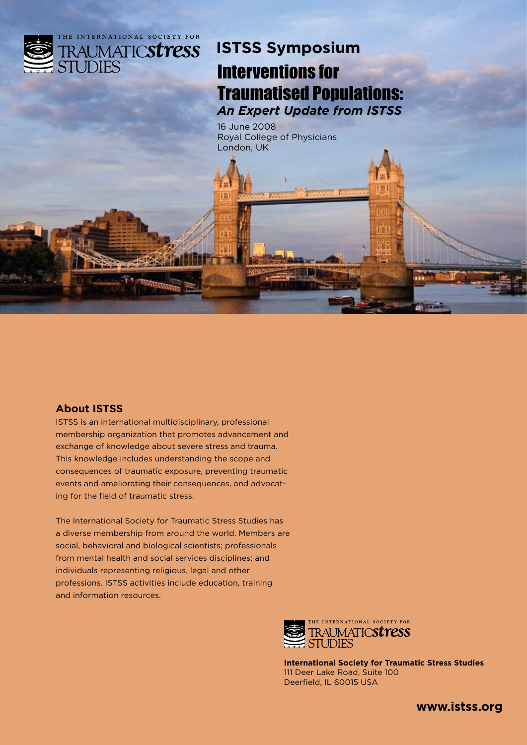THE INTERNATIONAL SOCIETY FOR TRAUMATIC*stress* STUDIES

# ISTSS Symposium

## Interventions for Traumatised Populations:

### *An Expert Update from ISTSS*

16 June 2008
Royal College of Physicians
London, UK

### About ISTSS

ISTSS is an international multidisciplinary, professional membership organization that promotes advancement and exchange of knowledge about severe stress and trauma. This knowledge includes understanding the scope and consequences of traumatic exposure, preventing traumatic events and ameliorating their consequences, and advocating for the field of traumatic stress.

The International Society for Traumatic Stress Studies has a diverse membership from around the world. Members are social, behavioral and biological scientists; professionals from mental health and social services disciplines; and individuals representing religious, legal and other professions. ISTSS activities include education, training and information resources.

THE INTERNATIONAL SOCIETY FOR TRAUMATIC*stress* STUDIES

**International Society for Traumatic Stress Studies**
111 Deer Lake Road, Suite 100
Deerfield, IL 60015 USA

**www.istss.org**